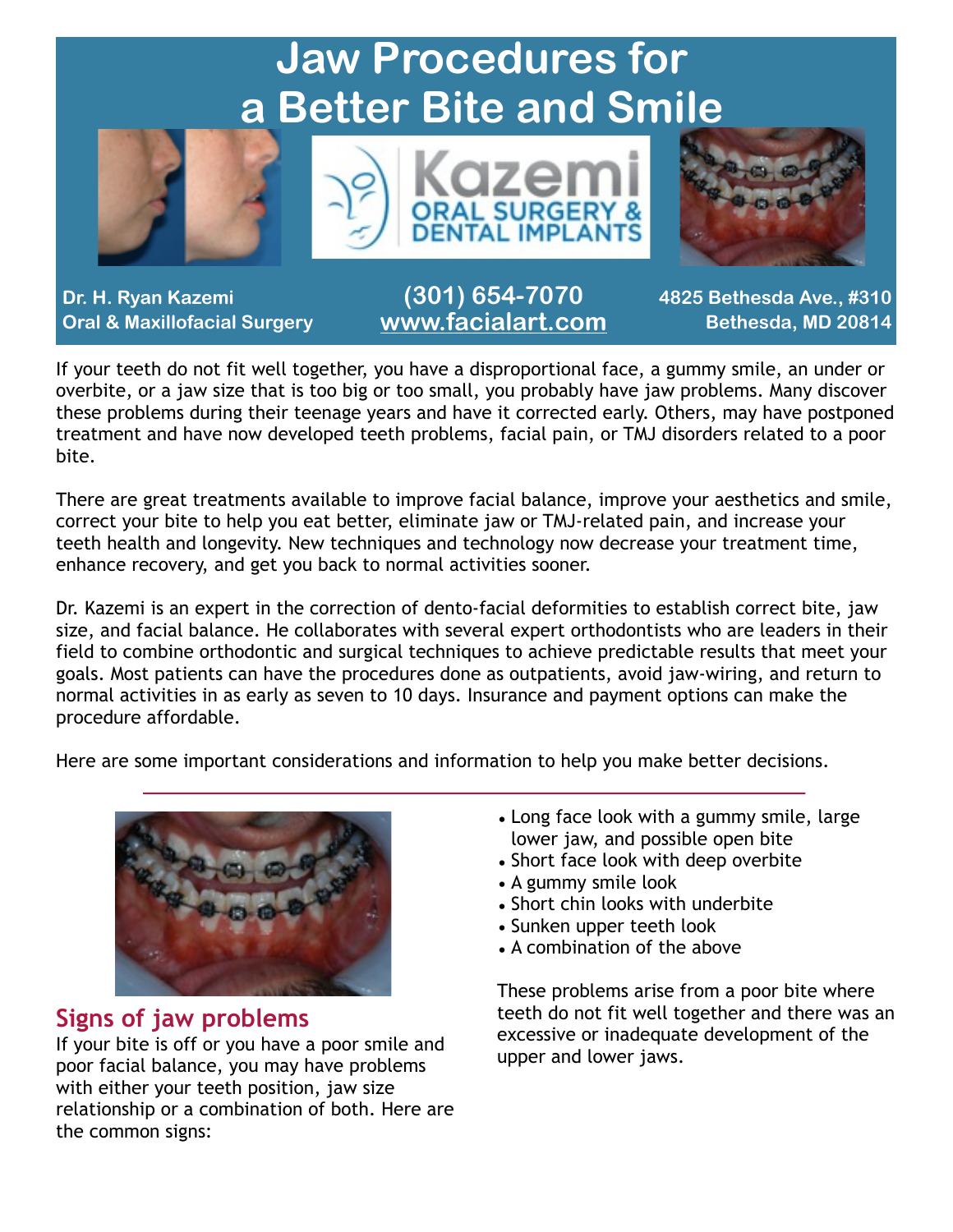# Jaw Procedures for a Better Bite and Smile

**Dr. H. Ryan Kazemi**
**Oral & Maxillofacial Surgery**

**(301) 654-7070**
**www.facialart.com**

**4825 Bethesda Ave., #310**
**Bethesda, MD 20814**

If your teeth do not fit well together, you have a disproportional face, a gummy smile, an under or overbite, or a jaw size that is too big or too small, you probably have jaw problems. Many discover these problems during their teenage years and have it corrected early. Others, may have postponed treatment and have now developed teeth problems, facial pain, or TMJ disorders related to a poor bite.

There are great treatments available to improve facial balance, improve your aesthetics and smile, correct your bite to help you eat better, eliminate jaw or TMJ-related pain, and increase your teeth health and longevity. New techniques and technology now decrease your treatment time, enhance recovery, and get you back to normal activities sooner.

Dr. Kazemi is an expert in the correction of dento-facial deformities to establish correct bite, jaw size, and facial balance. He collaborates with several expert orthodontists who are leaders in their field to combine orthodontic and surgical techniques to achieve predictable results that meet your goals. Most patients can have the procedures done as outpatients, avoid jaw-wiring, and return to normal activities in as early as seven to 10 days. Insurance and payment options can make the procedure affordable.

Here are some important considerations and information to help you make better decisions.

## Signs of jaw problems

If your bite is off or you have a poor smile and poor facial balance, you may have problems with either your teeth position, jaw size relationship or a combination of both. Here are the common signs:

- Long face look with a gummy smile, large lower jaw, and possible open bite
- Short face look with deep overbite
- A gummy smile look
- Short chin looks with underbite
- Sunken upper teeth look
- A combination of the above

These problems arise from a poor bite where teeth do not fit well together and there was an excessive or inadequate development of the upper and lower jaws.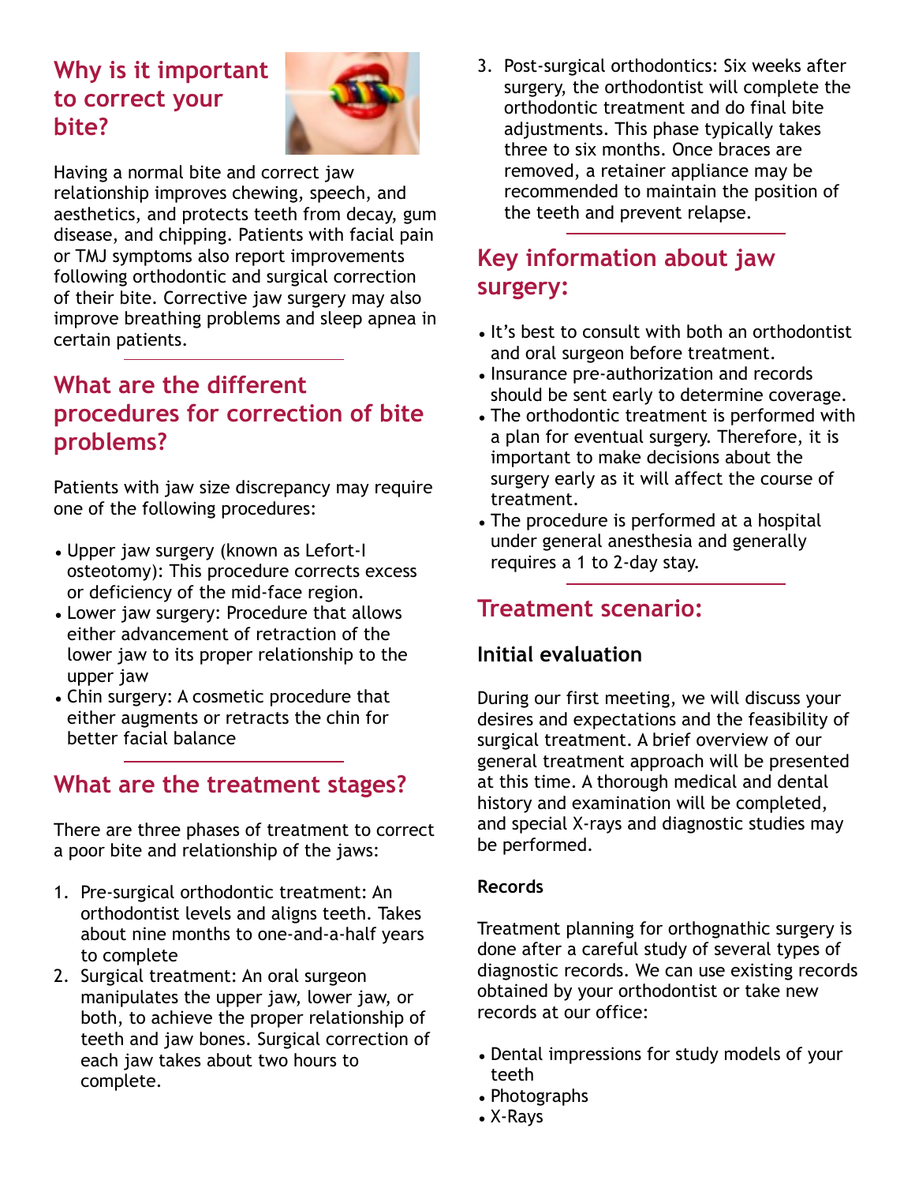## Why is it important to correct your bite?

Having a normal bite and correct jaw relationship improves chewing, speech, and aesthetics, and protects teeth from decay, gum disease, and chipping. Patients with facial pain or TMJ symptoms also report improvements following orthodontic and surgical correction of their bite. Corrective jaw surgery may also improve breathing problems and sleep apnea in certain patients.

## What are the different procedures for correction of bite problems?

Patients with jaw size discrepancy may require one of the following procedures:

- Upper jaw surgery (known as Lefort-I osteotomy): This procedure corrects excess or deficiency of the mid-face region.
- Lower jaw surgery: Procedure that allows either advancement of retraction of the lower jaw to its proper relationship to the upper jaw
- Chin surgery: A cosmetic procedure that either augments or retracts the chin for better facial balance

## What are the treatment stages?

There are three phases of treatment to correct a poor bite and relationship of the jaws:

1. Pre-surgical orthodontic treatment: An orthodontist levels and aligns teeth. Takes about nine months to one-and-a-half years to complete
2. Surgical treatment: An oral surgeon manipulates the upper jaw, lower jaw, or both, to achieve the proper relationship of teeth and jaw bones. Surgical correction of each jaw takes about two hours to complete.
3. Post-surgical orthodontics: Six weeks after surgery, the orthodontist will complete the orthodontic treatment and do final bite adjustments. This phase typically takes three to six months. Once braces are removed, a retainer appliance may be recommended to maintain the position of the teeth and prevent relapse.

## Key information about jaw surgery:

- It's best to consult with both an orthodontist and oral surgeon before treatment.
- Insurance pre-authorization and records should be sent early to determine coverage.
- The orthodontic treatment is performed with a plan for eventual surgery. Therefore, it is important to make decisions about the surgery early as it will affect the course of treatment.
- The procedure is performed at a hospital under general anesthesia and generally requires a 1 to 2-day stay.

## Treatment scenario:

### Initial evaluation

During our first meeting, we will discuss your desires and expectations and the feasibility of surgical treatment. A brief overview of our general treatment approach will be presented at this time. A thorough medical and dental history and examination will be completed, and special X-rays and diagnostic studies may be performed.

#### Records

Treatment planning for orthognathic surgery is done after a careful study of several types of diagnostic records. We can use existing records obtained by your orthodontist or take new records at our office:

- Dental impressions for study models of your teeth
- Photographs
- X-Rays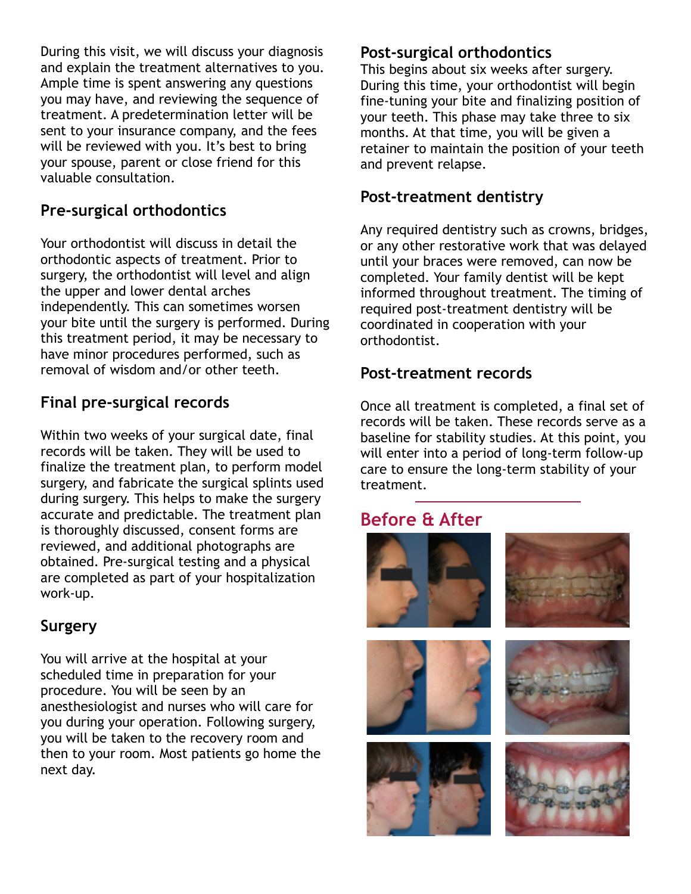During this visit, we will discuss your diagnosis and explain the treatment alternatives to you. Ample time is spent answering any questions you may have, and reviewing the sequence of treatment. A predetermination letter will be sent to your insurance company, and the fees will be reviewed with you. It's best to bring your spouse, parent or close friend for this valuable consultation.

## Pre-surgical orthodontics

Your orthodontist will discuss in detail the orthodontic aspects of treatment. Prior to surgery, the orthodontist will level and align the upper and lower dental arches independently. This can sometimes worsen your bite until the surgery is performed. During this treatment period, it may be necessary to have minor procedures performed, such as removal of wisdom and/or other teeth.

## Final pre-surgical records

Within two weeks of your surgical date, final records will be taken. They will be used to finalize the treatment plan, to perform model surgery, and fabricate the surgical splints used during surgery. This helps to make the surgery accurate and predictable. The treatment plan is thoroughly discussed, consent forms are reviewed, and additional photographs are obtained. Pre-surgical testing and a physical are completed as part of your hospitalization work-up.

## Surgery

You will arrive at the hospital at your scheduled time in preparation for your procedure. You will be seen by an anesthesiologist and nurses who will care for you during your operation. Following surgery, you will be taken to the recovery room and then to your room. Most patients go home the next day.

## Post-surgical orthodontics

This begins about six weeks after surgery. During this time, your orthodontist will begin fine-tuning your bite and finalizing position of your teeth. This phase may take three to six months. At that time, you will be given a retainer to maintain the position of your teeth and prevent relapse.

## Post-treatment dentistry

Any required dentistry such as crowns, bridges, or any other restorative work that was delayed until your braces were removed, can now be completed. Your family dentist will be kept informed throughout treatment. The timing of required post-treatment dentistry will be coordinated in cooperation with your orthodontist.

## Post-treatment records

Once all treatment is completed, a final set of records will be taken. These records serve as a baseline for stability studies. At this point, you will enter into a period of long-term follow-up care to ensure the long-term stability of your treatment.

## Before & After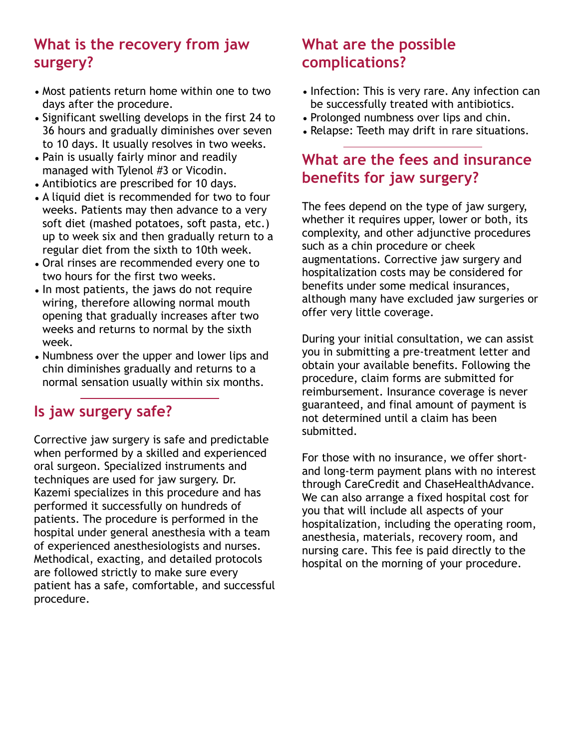## What is the recovery from jaw surgery?

- Most patients return home within one to two days after the procedure.
- Significant swelling develops in the first 24 to 36 hours and gradually diminishes over seven to 10 days. It usually resolves in two weeks.
- Pain is usually fairly minor and readily managed with Tylenol #3 or Vicodin.
- Antibiotics are prescribed for 10 days.
- A liquid diet is recommended for two to four weeks. Patients may then advance to a very soft diet (mashed potatoes, soft pasta, etc.) up to week six and then gradually return to a regular diet from the sixth to 10th week.
- Oral rinses are recommended every one to two hours for the first two weeks.
- In most patients, the jaws do not require wiring, therefore allowing normal mouth opening that gradually increases after two weeks and returns to normal by the sixth week.
- Numbness over the upper and lower lips and chin diminishes gradually and returns to a normal sensation usually within six months.

## Is jaw surgery safe?

Corrective jaw surgery is safe and predictable when performed by a skilled and experienced oral surgeon. Specialized instruments and techniques are used for jaw surgery. Dr. Kazemi specializes in this procedure and has performed it successfully on hundreds of patients. The procedure is performed in the hospital under general anesthesia with a team of experienced anesthesiologists and nurses. Methodical, exacting, and detailed protocols are followed strictly to make sure every patient has a safe, comfortable, and successful procedure.

## What are the possible complications?

- Infection: This is very rare. Any infection can be successfully treated with antibiotics.
- Prolonged numbness over lips and chin.
- Relapse: Teeth may drift in rare situations.

## What are the fees and insurance benefits for jaw surgery?

The fees depend on the type of jaw surgery, whether it requires upper, lower or both, its complexity, and other adjunctive procedures such as a chin procedure or cheek augmentations. Corrective jaw surgery and hospitalization costs may be considered for benefits under some medical insurances, although many have excluded jaw surgeries or offer very little coverage.

During your initial consultation, we can assist you in submitting a pre-treatment letter and obtain your available benefits. Following the procedure, claim forms are submitted for reimbursement. Insurance coverage is never guaranteed, and final amount of payment is not determined until a claim has been submitted.

For those with no insurance, we offer short- and long-term payment plans with no interest through CareCredit and ChaseHealthAdvance. We can also arrange a fixed hospital cost for you that will include all aspects of your hospitalization, including the operating room, anesthesia, materials, recovery room, and nursing care. This fee is paid directly to the hospital on the morning of your procedure.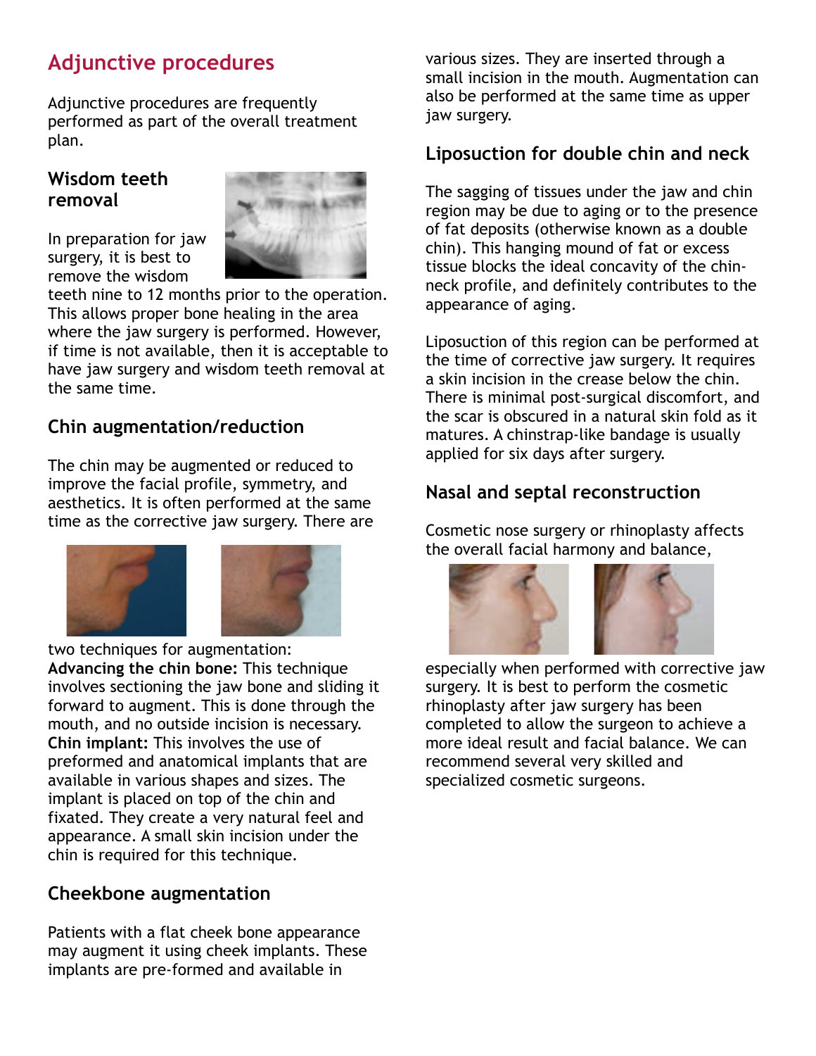## Adjunctive procedures

Adjunctive procedures are frequently performed as part of the overall treatment plan.

### Wisdom teeth removal

In preparation for jaw surgery, it is best to remove the wisdom teeth nine to 12 months prior to the operation. This allows proper bone healing in the area where the jaw surgery is performed. However, if time is not available, then it is acceptable to have jaw surgery and wisdom teeth removal at the same time.

### Chin augmentation/reduction

The chin may be augmented or reduced to improve the facial profile, symmetry, and aesthetics. It is often performed at the same time as the corrective jaw surgery. There are two techniques for augmentation:

**Advancing the chin bone:** This technique involves sectioning the jaw bone and sliding it forward to augment. This is done through the mouth, and no outside incision is necessary.

**Chin implant:** This involves the use of preformed and anatomical implants that are available in various shapes and sizes. The implant is placed on top of the chin and fixated. They create a very natural feel and appearance. A small skin incision under the chin is required for this technique.

### Cheekbone augmentation

Patients with a flat cheek bone appearance may augment it using cheek implants. These implants are pre-formed and available in various sizes. They are inserted through a small incision in the mouth. Augmentation can also be performed at the same time as upper jaw surgery.

### Liposuction for double chin and neck

The sagging of tissues under the jaw and chin region may be due to aging or to the presence of fat deposits (otherwise known as a double chin). This hanging mound of fat or excess tissue blocks the ideal concavity of the chin-neck profile, and definitely contributes to the appearance of aging.

Liposuction of this region can be performed at the time of corrective jaw surgery. It requires a skin incision in the crease below the chin. There is minimal post-surgical discomfort, and the scar is obscured in a natural skin fold as it matures. A chinstrap-like bandage is usually applied for six days after surgery.

### Nasal and septal reconstruction

Cosmetic nose surgery or rhinoplasty affects the overall facial harmony and balance, especially when performed with corrective jaw surgery. It is best to perform the cosmetic rhinoplasty after jaw surgery has been completed to allow the surgeon to achieve a more ideal result and facial balance. We can recommend several very skilled and specialized cosmetic surgeons.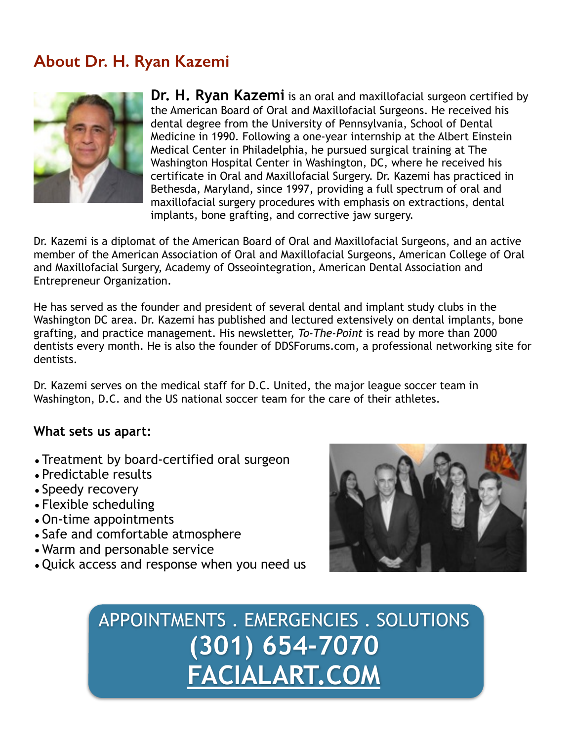## About Dr. H. Ryan Kazemi

**Dr. H. Ryan Kazemi** is an oral and maxillofacial surgeon certified by the American Board of Oral and Maxillofacial Surgeons. He received his dental degree from the University of Pennsylvania, School of Dental Medicine in 1990. Following a one-year internship at the Albert Einstein Medical Center in Philadelphia, he pursued surgical training at The Washington Hospital Center in Washington, DC, where he received his certificate in Oral and Maxillofacial Surgery. Dr. Kazemi has practiced in Bethesda, Maryland, since 1997, providing a full spectrum of oral and maxillofacial surgery procedures with emphasis on extractions, dental implants, bone grafting, and corrective jaw surgery.

Dr. Kazemi is a diplomat of the American Board of Oral and Maxillofacial Surgeons, and an active member of the American Association of Oral and Maxillofacial Surgeons, American College of Oral and Maxillofacial Surgery, Academy of Osseointegration, American Dental Association and Entrepreneur Organization.

He has served as the founder and president of several dental and implant study clubs in the Washington DC area. Dr. Kazemi has published and lectured extensively on dental implants, bone grafting, and practice management. His newsletter, *To-The-Point* is read by more than 2000 dentists every month. He is also the founder of DDSForums.com, a professional networking site for dentists.

Dr. Kazemi serves on the medical staff for D.C. United, the major league soccer team in Washington, D.C. and the US national soccer team for the care of their athletes.

**What sets us apart:**

- Treatment by board-certified oral surgeon
- Predictable results
- Speedy recovery
- Flexible scheduling
- On-time appointments
- Safe and comfortable atmosphere
- Warm and personable service
- Quick access and response when you need us

APPOINTMENTS . EMERGENCIES . SOLUTIONS

**(301) 654-7070**

**FACIALART.COM**